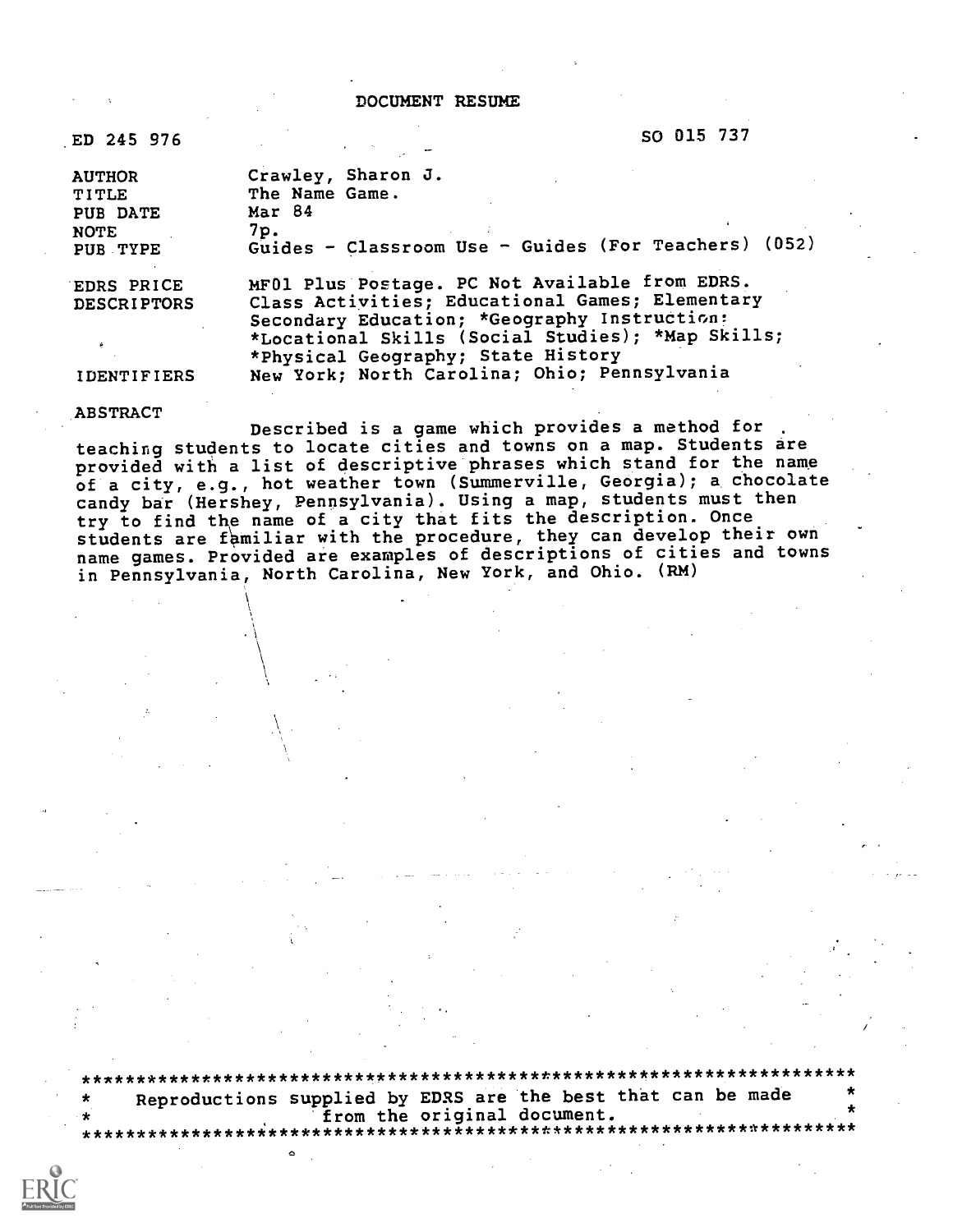# DOCUMENT RESUME

| | |
|---|---|
| ED 245 976 | SO 015 737 |
| AUTHOR | Crawley, Sharon J. |
| TITLE | The Name Game. |
| PUB DATE | Mar 84 |
| NOTE | 7p. |
| PUB TYPE | Guides - Classroom Use - Guides (For Teachers) (052) |
| EDRS PRICE | MF01 Plus Postage. PC Not Available from EDRS. |
| DESCRIPTORS | Class Activities; Educational Games; Elementary Secondary Education; *Geography Instruction; *Locational Skills (Social Studies); *Map Skills; *Physical Geography; State History |
| IDENTIFIERS | New York; North Carolina; Ohio; Pennsylvania |

ABSTRACT

Described is a game which provides a method for teaching students to locate cities and towns on a map. Students are provided with a list of descriptive phrases which stand for the name of a city, e.g., hot weather town (Summerville, Georgia); a chocolate candy bar (Hershey, Pennsylvania). Using a map, students must then try to find the name of a city that fits the description. Once students are familiar with the procedure, they can develop their own name games. Provided are examples of descriptions of cities and towns in Pennsylvania, North Carolina, New York, and Ohio. (RM)

***********************************************************************
* Reproductions supplied by EDRS are the best that can be made *
* from the original document. *
***********************************************************************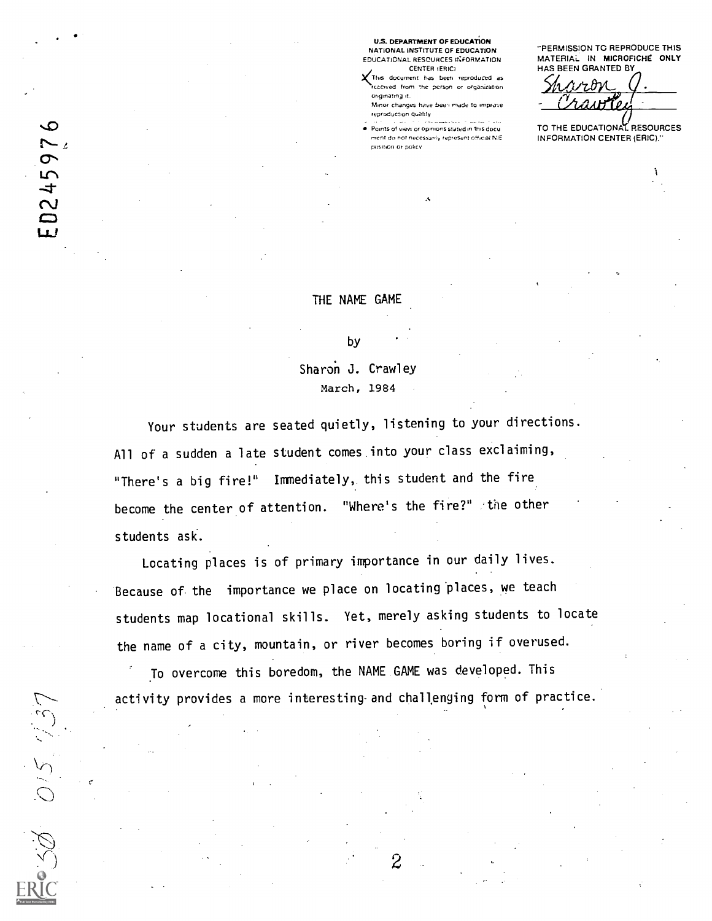U.S. DEPARTMENT OF EDUCATION
NATIONAL INSTITUTE OF EDUCATION
EDUCATIONAL RESOURCES INFORMATION CENTER (ERIC)

- This document has been reproduced as received from the person or organization originating it.
- Minor changes have been made to improve reproduction quality.
- Points of view or opinions stated in this document do not necessarily represent official NIE position or policy.

"PERMISSION TO REPRODUCE THIS MATERIAL IN MICROFICHE ONLY HAS BEEN GRANTED BY

Sharon J. Crawley

TO THE EDUCATIONAL RESOURCES INFORMATION CENTER (ERIC)."

ED245976

# THE NAME GAME

by

Sharon J. Crawley

March, 1984

Your students are seated quietly, listening to your directions. All of a sudden a late student comes into your class exclaiming, "There's a big fire!" Immediately, this student and the fire become the center of attention. "Where's the fire?" the other students ask.

Locating places is of primary importance in our daily lives. Because of the importance we place on locating places, we teach students map locational skills. Yet, merely asking students to locate the name of a city, mountain, or river becomes boring if overused.

To overcome this boredom, the NAME GAME was developed. This activity provides a more interesting and challenging form of practice.

SO 015 737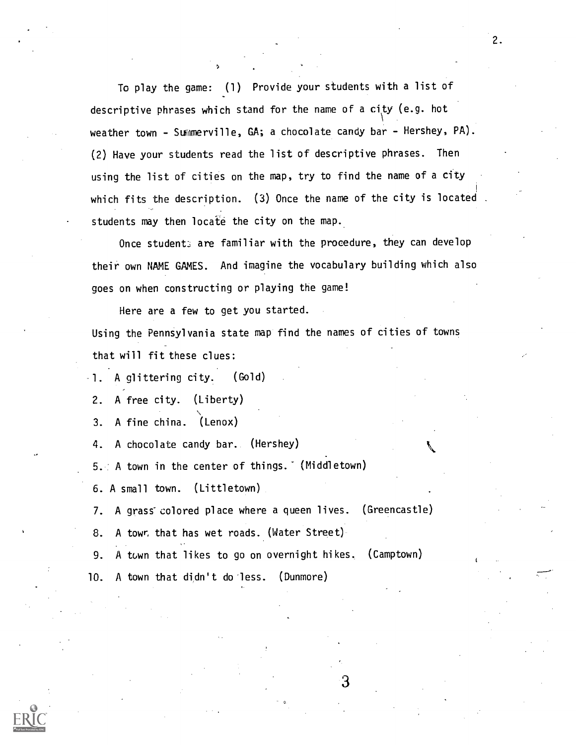To play the game: (1) Provide your students with a list of descriptive phrases which stand for the name of a city (e.g. hot weather town - Summerville, GA; a chocolate candy bar - Hershey, PA). (2) Have your students read the list of descriptive phrases. Then using the list of cities on the map, try to find the name of a city which fits the description. (3) Once the name of the city is located students may then locate the city on the map.

Once students are familiar with the procedure, they can develop their own NAME GAMES. And imagine the vocabulary building which also goes on when constructing or playing the game!

Here are a few to get you started.

Using the Pennsylvania state map find the names of cities of towns that will fit these clues:

1. A glittering city. (Gold)
2. A free city. (Liberty)
3. A fine china. (Lenox)
4. A chocolate candy bar. (Hershey)
5. A town in the center of things. (Middletown)
6. A small town. (Littletown)
7. A grass colored place where a queen lives. (Greencastle)
8. A town that has wet roads. (Water Street)
9. A town that likes to go on overnight hikes. (Camptown)
10. A town that didn't do less. (Dunmore)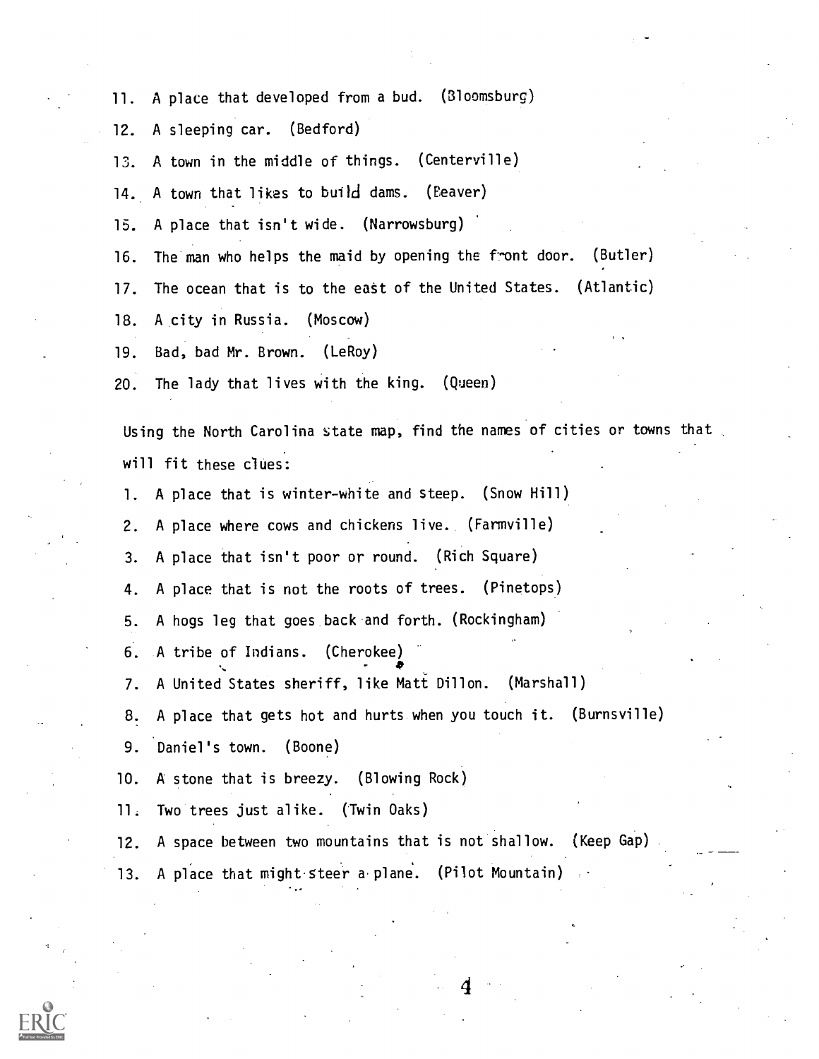11. A place that developed from a bud. (Bloomsburg)
12. A sleeping car. (Bedford)
13. A town in the middle of things. (Centerville)
14. A town that likes to build dams. (Beaver)
15. A place that isn't wide. (Narrowsburg)
16. The man who helps the maid by opening the front door. (Butler)
17. The ocean that is to the east of the United States. (Atlantic)
18. A city in Russia. (Moscow)
19. Bad, bad Mr. Brown. (LeRoy)
20. The lady that lives with the king. (Queen)

Using the North Carolina state map, find the names of cities or towns that will fit these clues:

1. A place that is winter-white and steep. (Snow Hill)
2. A place where cows and chickens live. (Farmville)
3. A place that isn't poor or round. (Rich Square)
4. A place that is not the roots of trees. (Pinetops)
5. A hogs leg that goes back and forth. (Rockingham)
6. A tribe of Indians. (Cherokee)
7. A United States sheriff, like Matt Dillon. (Marshall)
8. A place that gets hot and hurts when you touch it. (Burnsville)
9. Daniel's town. (Boone)
10. A stone that is breezy. (Blowing Rock)
11. Two trees just alike. (Twin Oaks)
12. A space between two mountains that is not shallow. (Keep Gap)
13. A place that might steer a plane. (Pilot Mountain)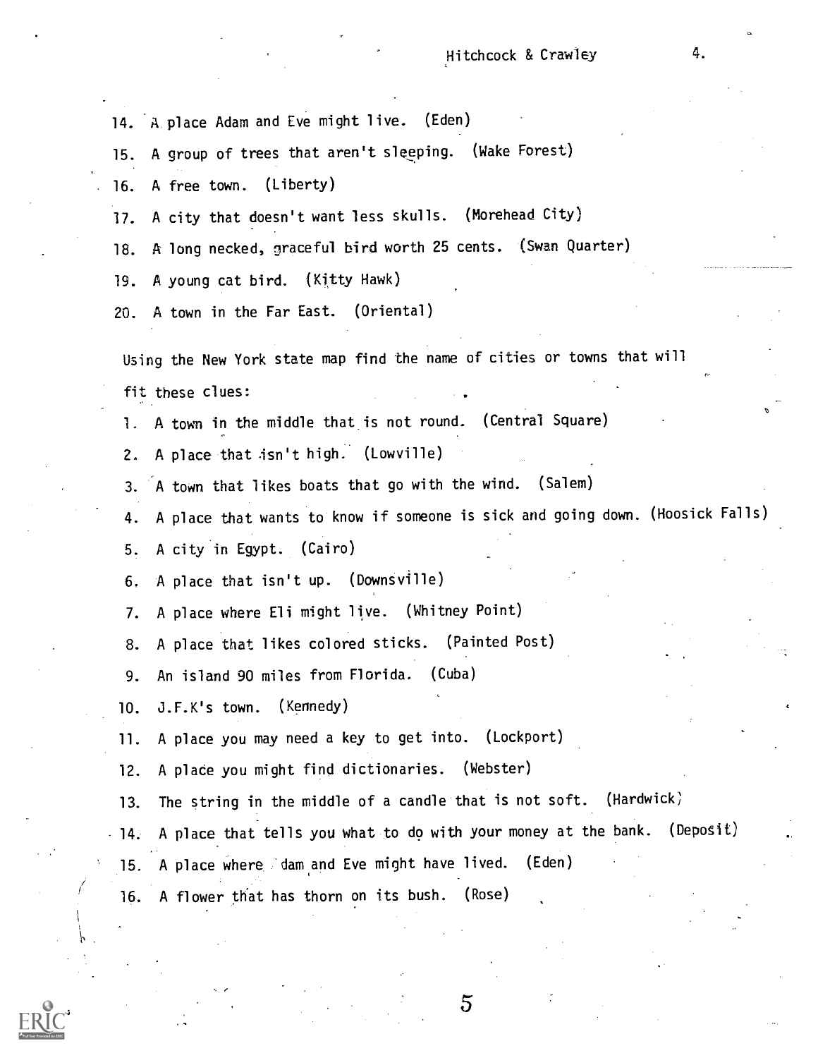14. A place Adam and Eve might live. (Eden)
15. A group of trees that aren't sleeping. (Wake Forest)
16. A free town. (Liberty)
17. A city that doesn't want less skulls. (Morehead City)
18. A long necked, graceful bird worth 25 cents. (Swan Quarter)
19. A young cat bird. (Kitty Hawk)
20. A town in the Far East. (Oriental)

Using the New York state map find the name of cities or towns that will fit these clues:

1. A town in the middle that is not round. (Central Square)
2. A place that isn't high. (Lowville)
3. A town that likes boats that go with the wind. (Salem)
4. A place that wants to know if someone is sick and going down. (Hoosick Falls)
5. A city in Egypt. (Cairo)
6. A place that isn't up. (Downsville)
7. A place where Eli might live. (Whitney Point)
8. A place that likes colored sticks. (Painted Post)
9. An island 90 miles from Florida. (Cuba)
10. J.F.K's town. (Kennedy)
11. A place you may need a key to get into. (Lockport)
12. A place you might find dictionaries. (Webster)
13. The string in the middle of a candle that is not soft. (Hardwick)
14. A place that tells you what to do with your money at the bank. (Deposit)
15. A place where dam and Eve might have lived. (Eden)
16. A flower that has thorn on its bush. (Rose)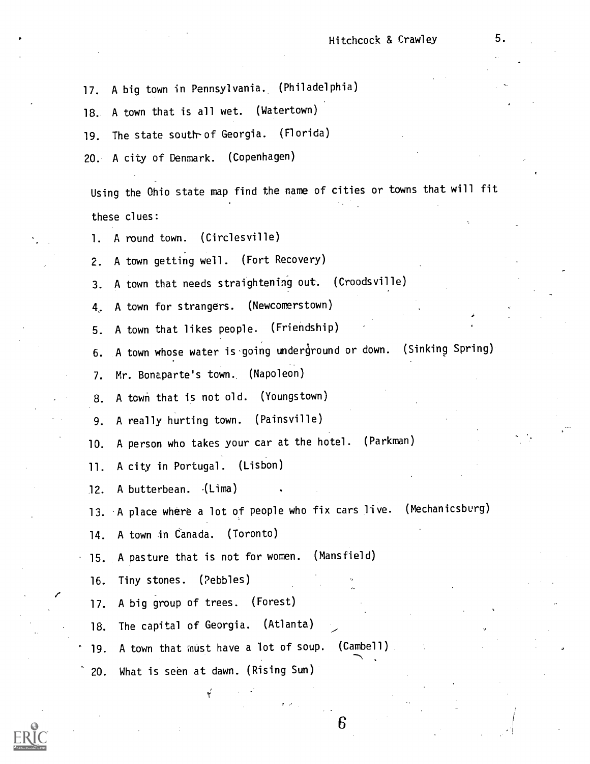17. A big town in Pennsylvania. (Philadelphia)
18. A town that is all wet. (Watertown)
19. The state south of Georgia. (Florida)
20. A city of Denmark. (Copenhagen)

Using the Ohio state map find the name of cities or towns that will fit these clues:

1. A round town. (Circlesville)
2. A town getting well. (Fort Recovery)
3. A town that needs straightening out. (Croodsville)
4. A town for strangers. (Newcomerstown)
5. A town that likes people. (Friendship)
6. A town whose water is going underground or down. (Sinking Spring)
7. Mr. Bonaparte's town. (Napoleon)
8. A town that is not old. (Youngstown)
9. A really hurting town. (Painsville)
10. A person who takes your car at the hotel. (Parkman)
11. A city in Portugal. (Lisbon)
12. A butterbean. (Lima)
13. A place where a lot of people who fix cars live. (Mechanicsburg)
14. A town in Canada. (Toronto)
15. A pasture that is not for women. (Mansfield)
16. Tiny stones. (Pebbles)
17. A big group of trees. (Forest)
18. The capital of Georgia. (Atlanta)
19. A town that must have a lot of soup. (Cambell)
20. What is seen at dawn. (Rising Sun)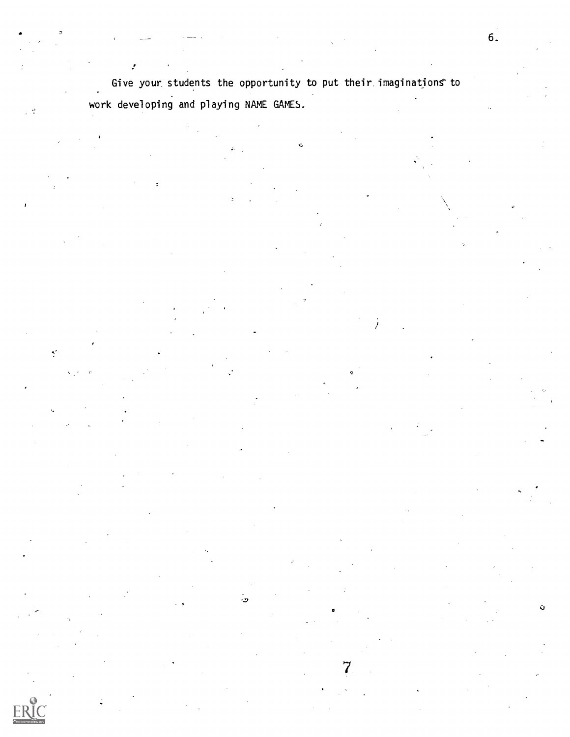Give your students the opportunity to put their imaginations to work developing and playing NAME GAMES.